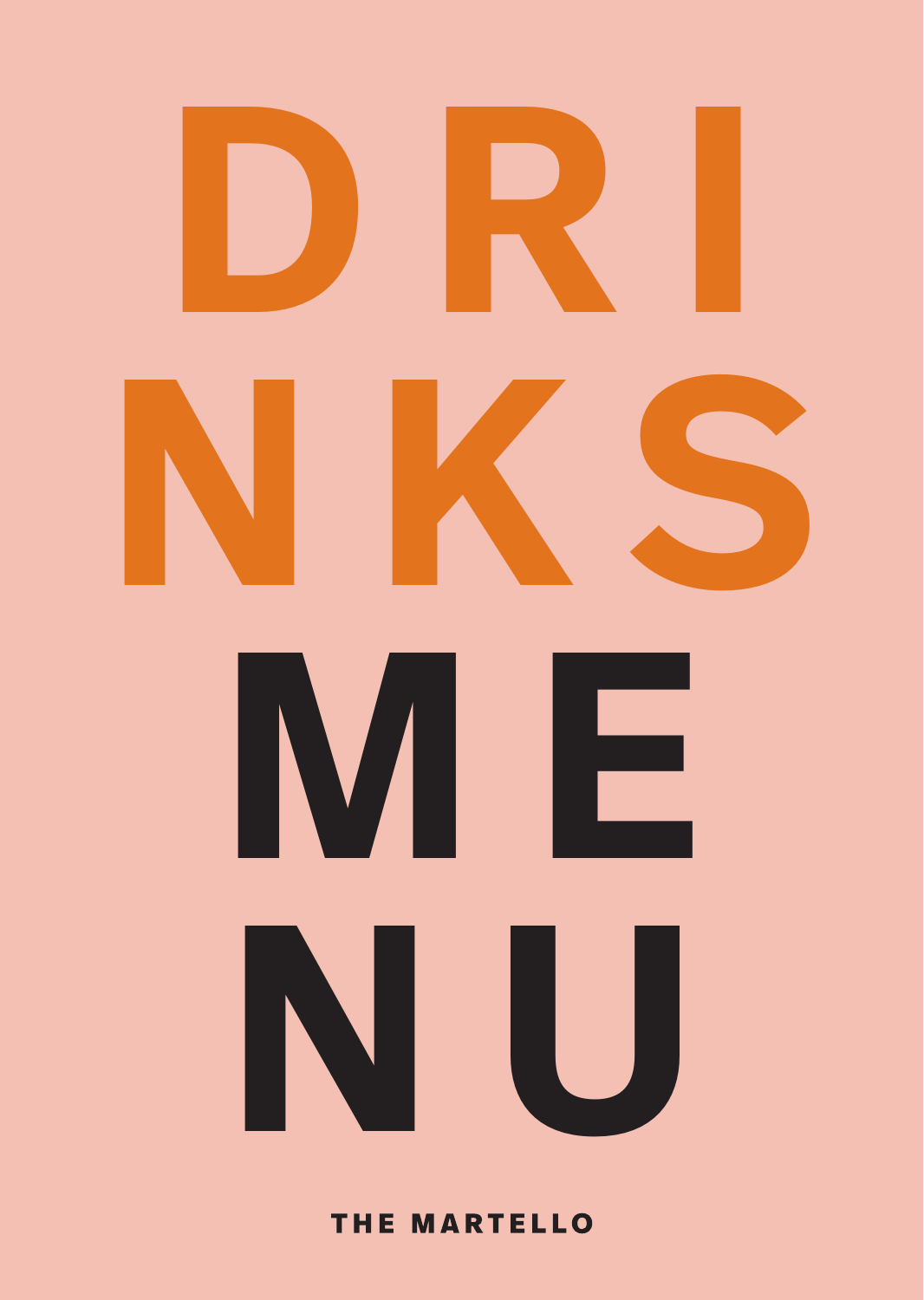# DRINKS MENU

THE MARTELLO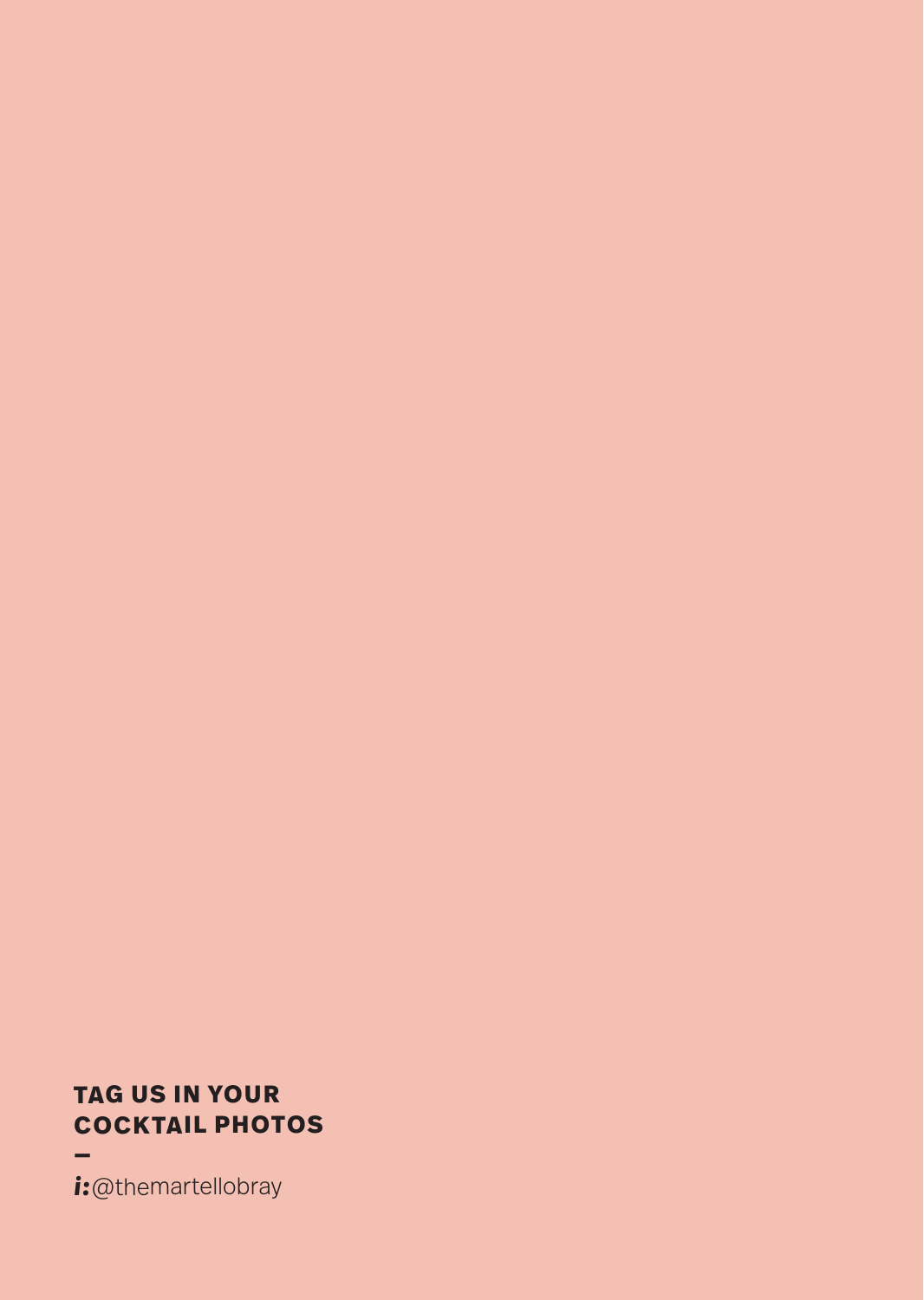**TAG US IN YOUR COCKTAIL PHOTOS**

—

*i:* @themartellobray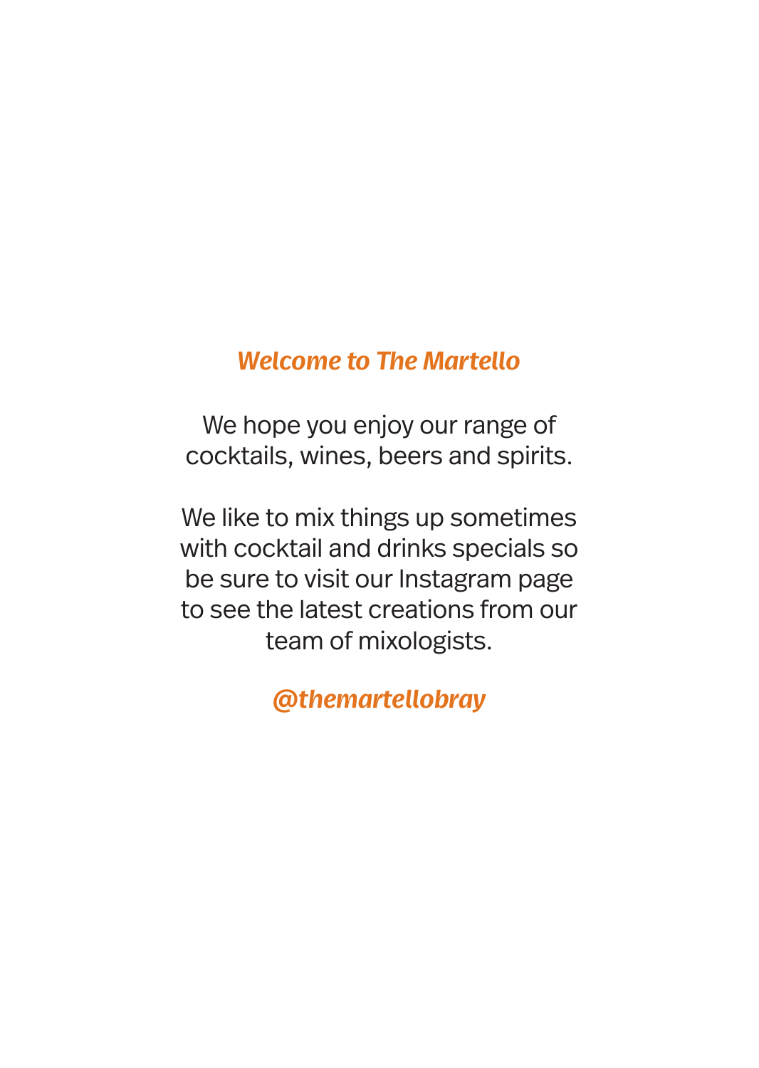## *Welcome to The Martello*

We hope you enjoy our range of cocktails, wines, beers and spirits.

We like to mix things up sometimes with cocktail and drinks specials so be sure to visit our Instagram page to see the latest creations from our team of mixologists.

***@themartellobray***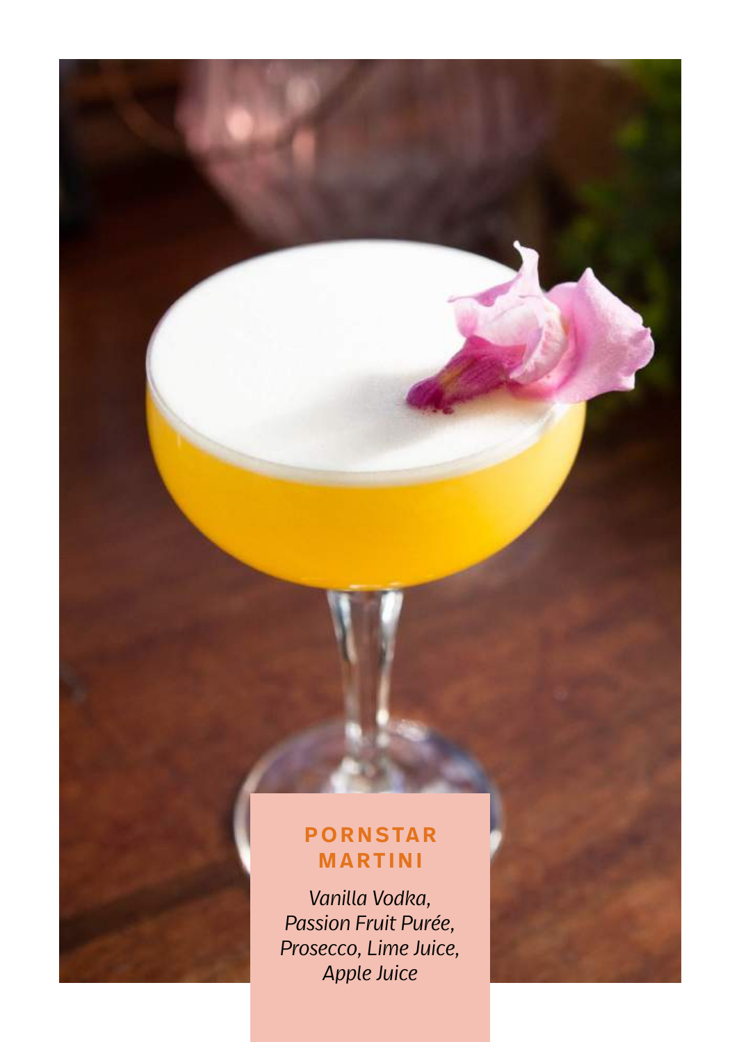## PORNSTAR MARTINI

*Vanilla Vodka, Passion Fruit Purée, Prosecco, Lime Juice, Apple Juice*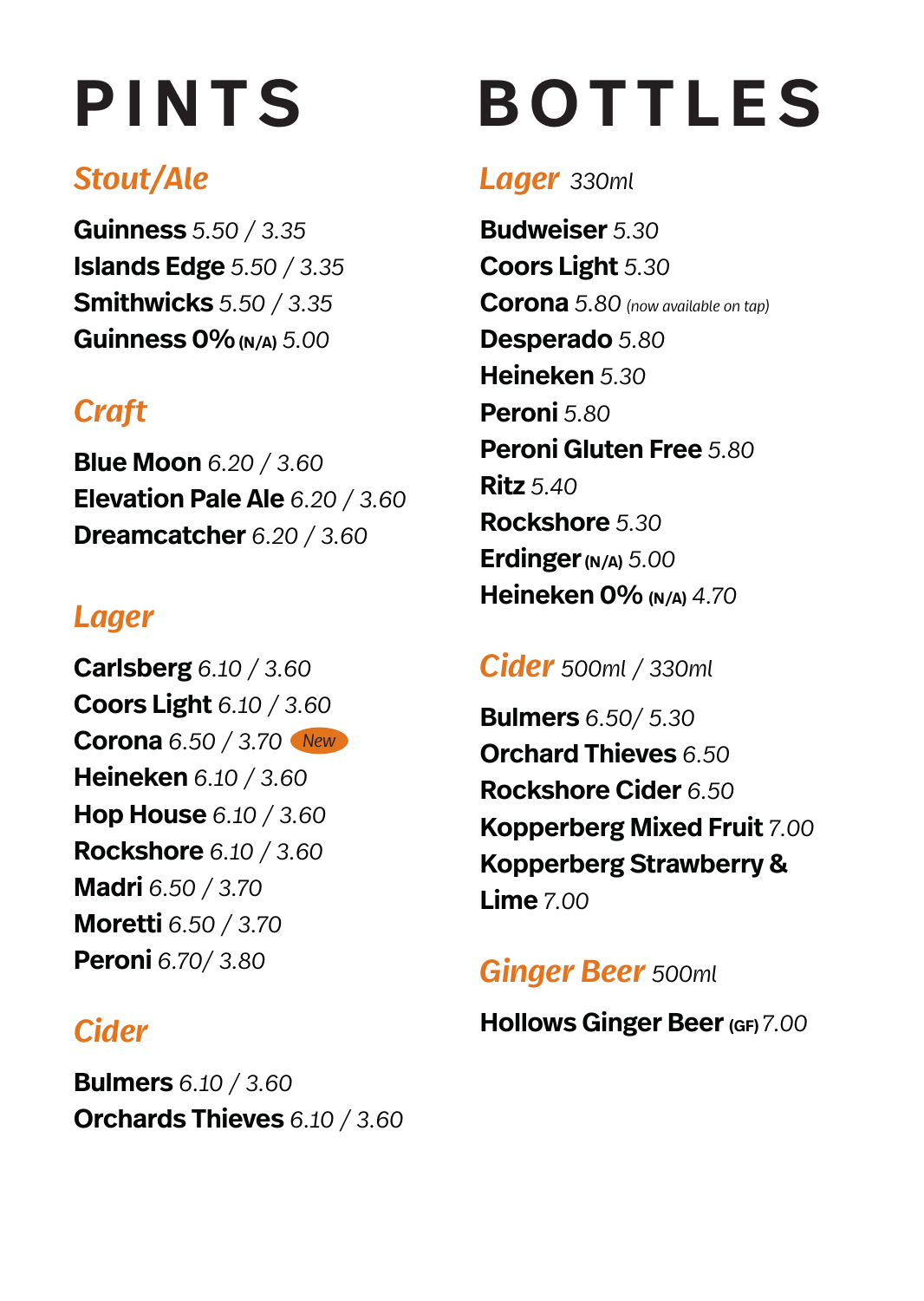# PINTS

## *Stout/Ale*

**Guinness** *5.50 / 3.35*
**Islands Edge** *5.50 / 3.35*
**Smithwicks** *5.50 / 3.35*
**Guinness 0% (N/A)** *5.00*

## *Craft*

**Blue Moon** *6.20 / 3.60*
**Elevation Pale Ale** *6.20 / 3.60*
**Dreamcatcher** *6.20 / 3.60*

## *Lager*

**Carlsberg** *6.10 / 3.60*
**Coors Light** *6.10 / 3.60*
**Corona** *6.50 / 3.70* *New*
**Heineken** *6.10 / 3.60*
**Hop House** *6.10 / 3.60*
**Rockshore** *6.10 / 3.60*
**Madri** *6.50 / 3.70*
**Moretti** *6.50 / 3.70*
**Peroni** *6.70/ 3.80*

## *Cider*

**Bulmers** *6.10 / 3.60*
**Orchards Thieves** *6.10 / 3.60*

# BOTTLES

## *Lager* 330ml

**Budweiser** *5.30*
**Coors Light** *5.30*
**Corona** *5.80* *(now available on tap)*
**Desperado** *5.80*
**Heineken** *5.30*
**Peroni** *5.80*
**Peroni Gluten Free** *5.80*
**Ritz** *5.40*
**Rockshore** *5.30*
**Erdinger (N/A)** *5.00*
**Heineken 0% (N/A)** *4.70*

## *Cider* 500ml / 330ml

**Bulmers** *6.50/ 5.30*
**Orchard Thieves** *6.50*
**Rockshore Cider** *6.50*
**Kopperberg Mixed Fruit** *7.00*
**Kopperberg Strawberry & Lime** *7.00*

## *Ginger Beer* 500ml

**Hollows Ginger Beer (GF)** *7.00*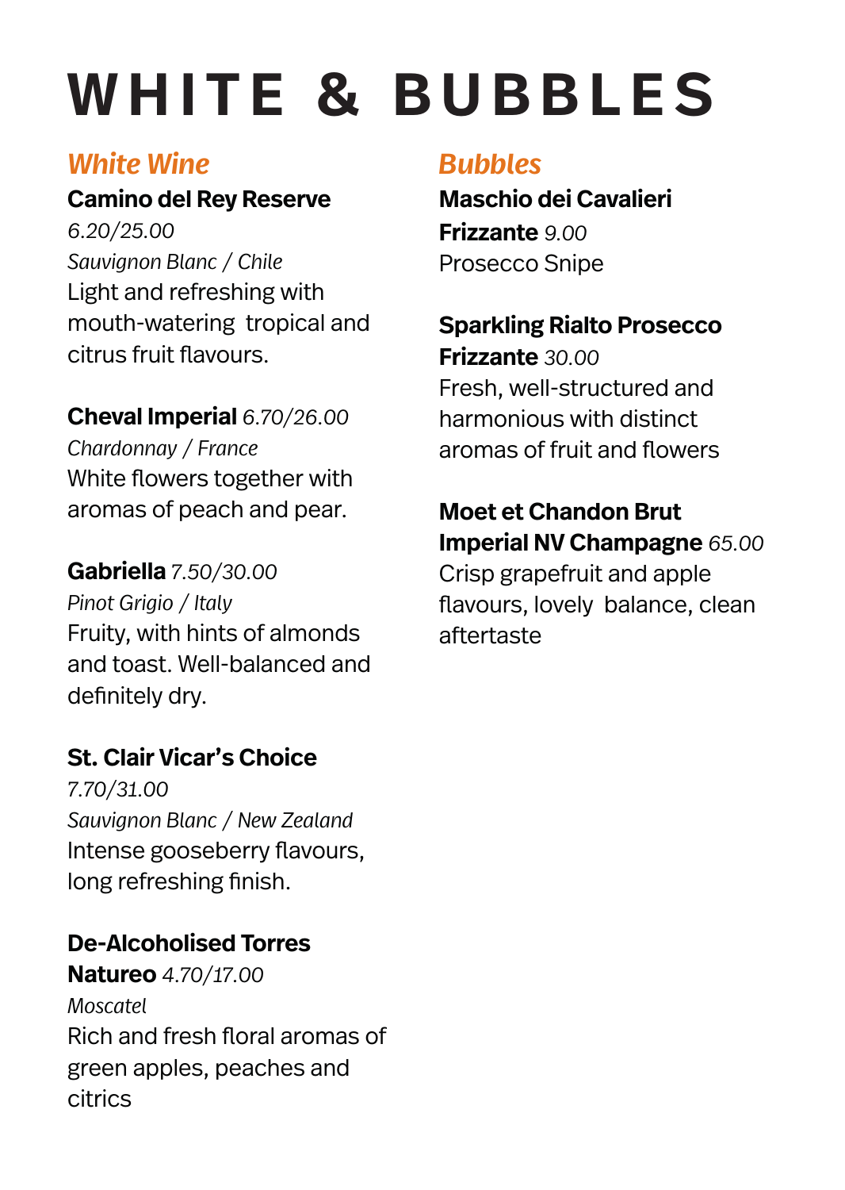# WHITE & BUBBLES

## *White Wine*

**Camino del Rey Reserve**
*6.20/25.00*
*Sauvignon Blanc / Chile*
Light and refreshing with mouth-watering tropical and citrus fruit flavours.

**Cheval Imperial** *6.70/26.00*
*Chardonnay / France*
White flowers together with aromas of peach and pear.

**Gabriella** *7.50/30.00*
*Pinot Grigio / Italy*
Fruity, with hints of almonds and toast. Well-balanced and definitely dry.

**St. Clair Vicar's Choice**
*7.70/31.00*
*Sauvignon Blanc / New Zealand*
Intense gooseberry flavours, long refreshing finish.

**De-Alcoholised Torres Natureo** *4.70/17.00*
*Moscatel*
Rich and fresh floral aromas of green apples, peaches and citrics

## *Bubbles*

**Maschio dei Cavalieri Frizzante** *9.00*
Prosecco Snipe

**Sparkling Rialto Prosecco Frizzante** *30.00*
Fresh, well-structured and harmonious with distinct aromas of fruit and flowers

**Moet et Chandon Brut Imperial NV Champagne** *65.00*
Crisp grapefruit and apple flavours, lovely balance, clean aftertaste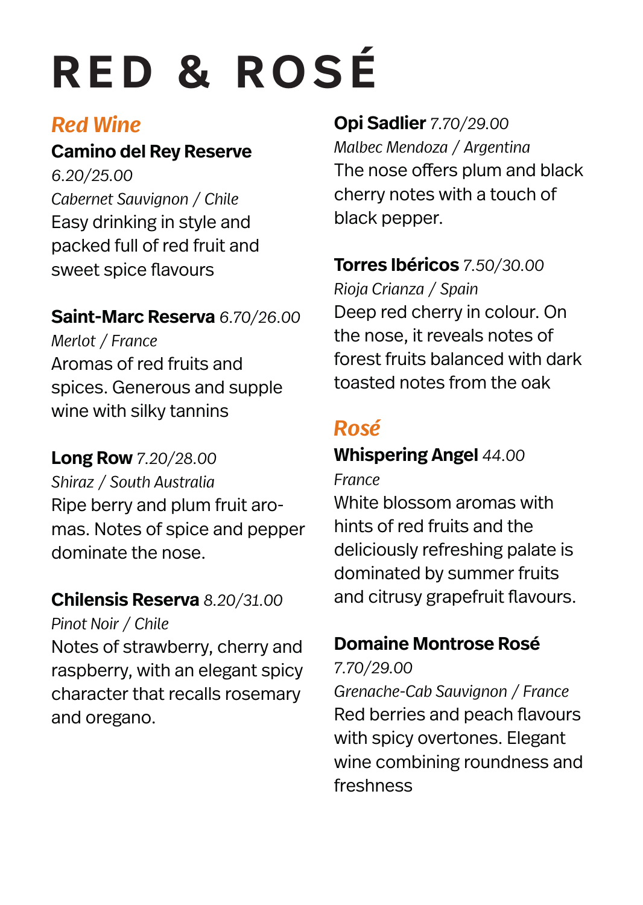# RED & ROSÉ

## *Red Wine*

**Camino del Rey Reserve** *6.20/25.00*

*Cabernet Sauvignon / Chile*

Easy drinking in style and packed full of red fruit and sweet spice flavours

**Saint-Marc Reserva** *6.70/26.00*

*Merlot / France*

Aromas of red fruits and spices. Generous and supple wine with silky tannins

**Long Row** *7.20/28.00*

*Shiraz / South Australia*

Ripe berry and plum fruit aromas. Notes of spice and pepper dominate the nose.

**Chilensis Reserva** *8.20/31.00*

*Pinot Noir / Chile*

Notes of strawberry, cherry and raspberry, with an elegant spicy character that recalls rosemary and oregano.

**Opi Sadlier** *7.70/29.00*

*Malbec Mendoza / Argentina*

The nose offers plum and black cherry notes with a touch of black pepper.

**Torres Ibéricos** *7.50/30.00*

*Rioja Crianza / Spain*

Deep red cherry in colour. On the nose, it reveals notes of forest fruits balanced with dark toasted notes from the oak

## *Rosé*

**Whispering Angel** *44.00*

*France*

White blossom aromas with hints of red fruits and the deliciously refreshing palate is dominated by summer fruits and citrusy grapefruit flavours.

**Domaine Montrose Rosé** *7.70/29.00*

*Grenache-Cab Sauvignon / France*

Red berries and peach flavours with spicy overtones. Elegant wine combining roundness and freshness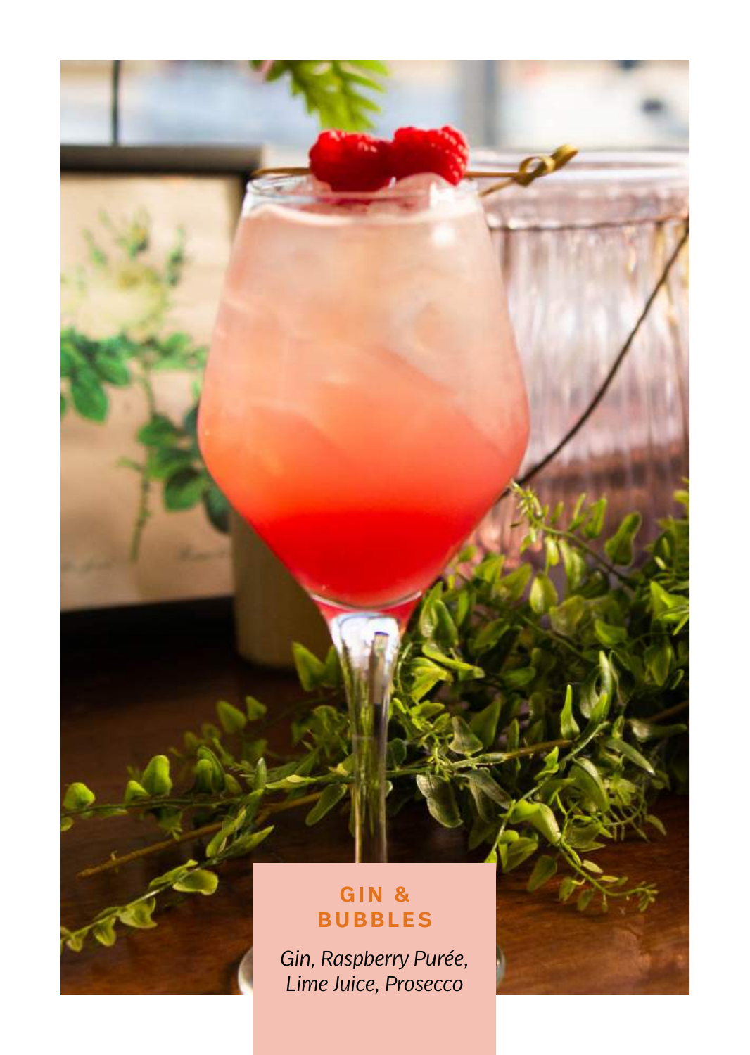## GIN & BUBBLES

*Gin, Raspberry Purée, Lime Juice, Prosecco*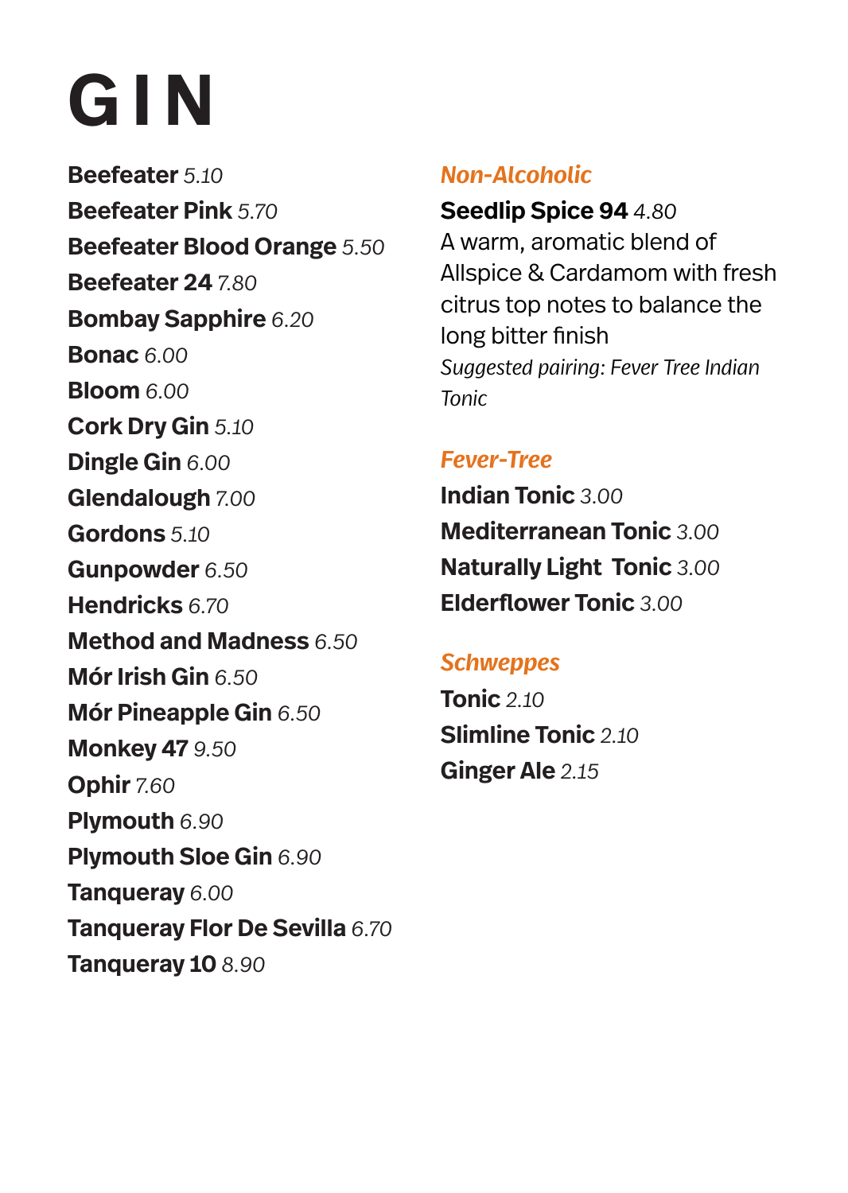# GIN

**Beefeater** *5.10*
**Beefeater Pink** *5.70*
**Beefeater Blood Orange** *5.50*
**Beefeater 24** *7.80*
**Bombay Sapphire** *6.20*
**Bonac** *6.00*
**Bloom** *6.00*
**Cork Dry Gin** *5.10*
**Dingle Gin** *6.00*
**Glendalough** *7.00*
**Gordons** *5.10*
**Gunpowder** *6.50*
**Hendricks** *6.70*
**Method and Madness** *6.50*
**Mór Irish Gin** *6.50*
**Mór Pineapple Gin** *6.50*
**Monkey 47** *9.50*
**Ophir** *7.60*
**Plymouth** *6.90*
**Plymouth Sloe Gin** *6.90*
**Tanqueray** *6.00*
**Tanqueray Flor De Sevilla** *6.70*
**Tanqueray 10** *8.90*

### *Non-Alcoholic*

**Seedlip Spice 94** *4.80*
A warm, aromatic blend of Allspice & Cardamom with fresh citrus top notes to balance the long bitter finish
*Suggested pairing: Fever Tree Indian Tonic*

### *Fever-Tree*

**Indian Tonic** *3.00*
**Mediterranean Tonic** *3.00*
**Naturally Light Tonic** *3.00*
**Elderflower Tonic** *3.00*

### *Schweppes*

**Tonic** *2.10*
**Slimline Tonic** *2.10*
**Ginger Ale** *2.15*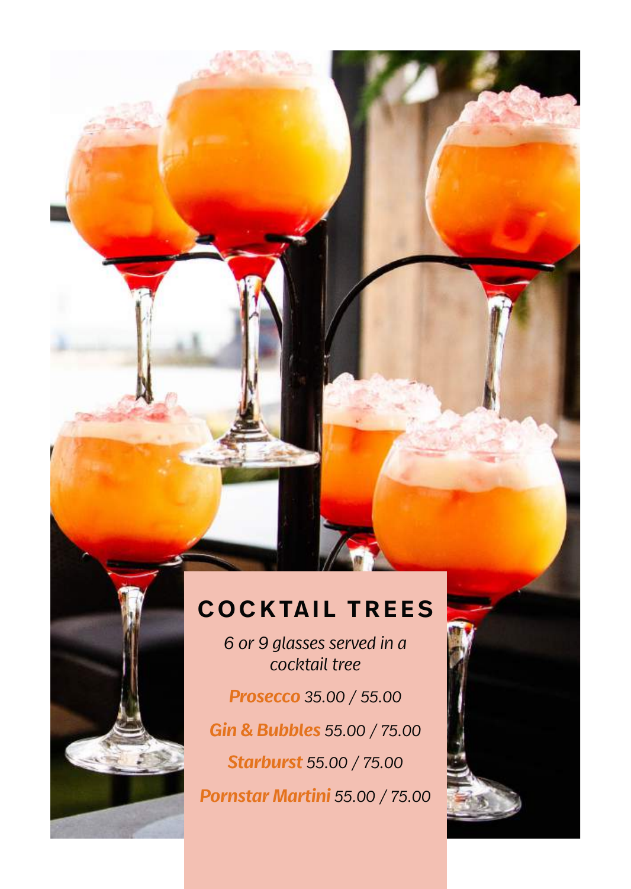## COCKTAIL TREES

*6 or 9 glasses served in a cocktail tree*

***Prosecco*** *35.00 / 55.00*

***Gin & Bubbles*** *55.00 / 75.00*

***Starburst*** *55.00 / 75.00*

***Pornstar Martini*** *55.00 / 75.00*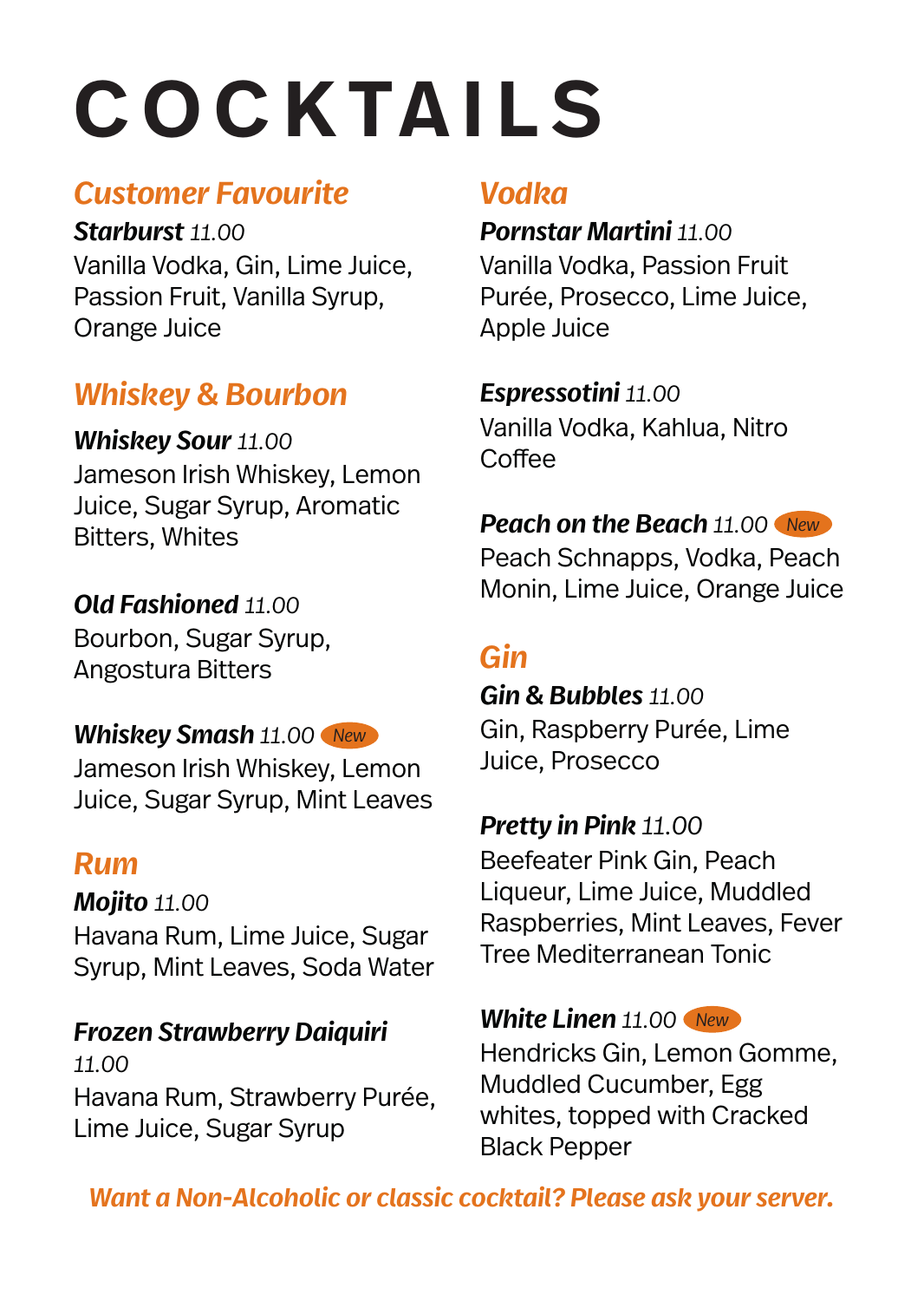# COCKTAILS

## Customer Favourite

***Starburst*** *11.00*
Vanilla Vodka, Gin, Lime Juice, Passion Fruit, Vanilla Syrup, Orange Juice

## Whiskey & Bourbon

***Whiskey Sour*** *11.00*
Jameson Irish Whiskey, Lemon Juice, Sugar Syrup, Aromatic Bitters, Whites

***Old Fashioned*** *11.00*
Bourbon, Sugar Syrup, Angostura Bitters

***Whiskey Smash*** *11.00* *New*
Jameson Irish Whiskey, Lemon Juice, Sugar Syrup, Mint Leaves

## Rum

***Mojito*** *11.00*
Havana Rum, Lime Juice, Sugar Syrup, Mint Leaves, Soda Water

***Frozen Strawberry Daiquiri*** *11.00*
Havana Rum, Strawberry Purée, Lime Juice, Sugar Syrup

## Vodka

***Pornstar Martini*** *11.00*
Vanilla Vodka, Passion Fruit Purée, Prosecco, Lime Juice, Apple Juice

***Espressotini*** *11.00*
Vanilla Vodka, Kahlua, Nitro Coffee

***Peach on the Beach*** *11.00* *New*
Peach Schnapps, Vodka, Peach Monin, Lime Juice, Orange Juice

## Gin

***Gin & Bubbles*** *11.00*
Gin, Raspberry Purée, Lime Juice, Prosecco

***Pretty in Pink*** *11.00*
Beefeater Pink Gin, Peach Liqueur, Lime Juice, Muddled Raspberries, Mint Leaves, Fever Tree Mediterranean Tonic

***White Linen*** *11.00* *New*
Hendricks Gin, Lemon Gomme, Muddled Cucumber, Egg whites, topped with Cracked Black Pepper

***Want a Non-Alcoholic or classic cocktail? Please ask your server.***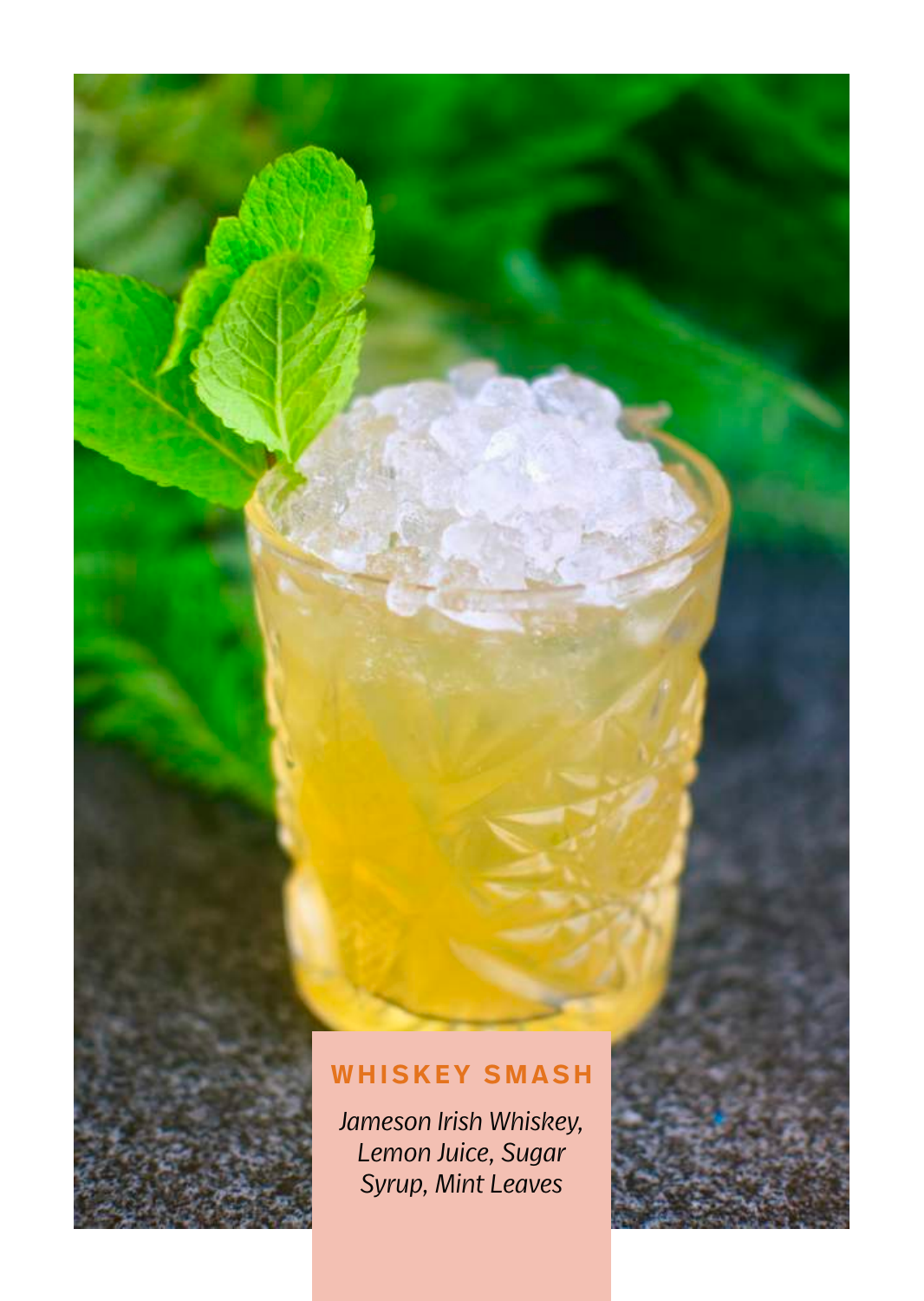## WHISKEY SMASH

*Jameson Irish Whiskey, Lemon Juice, Sugar Syrup, Mint Leaves*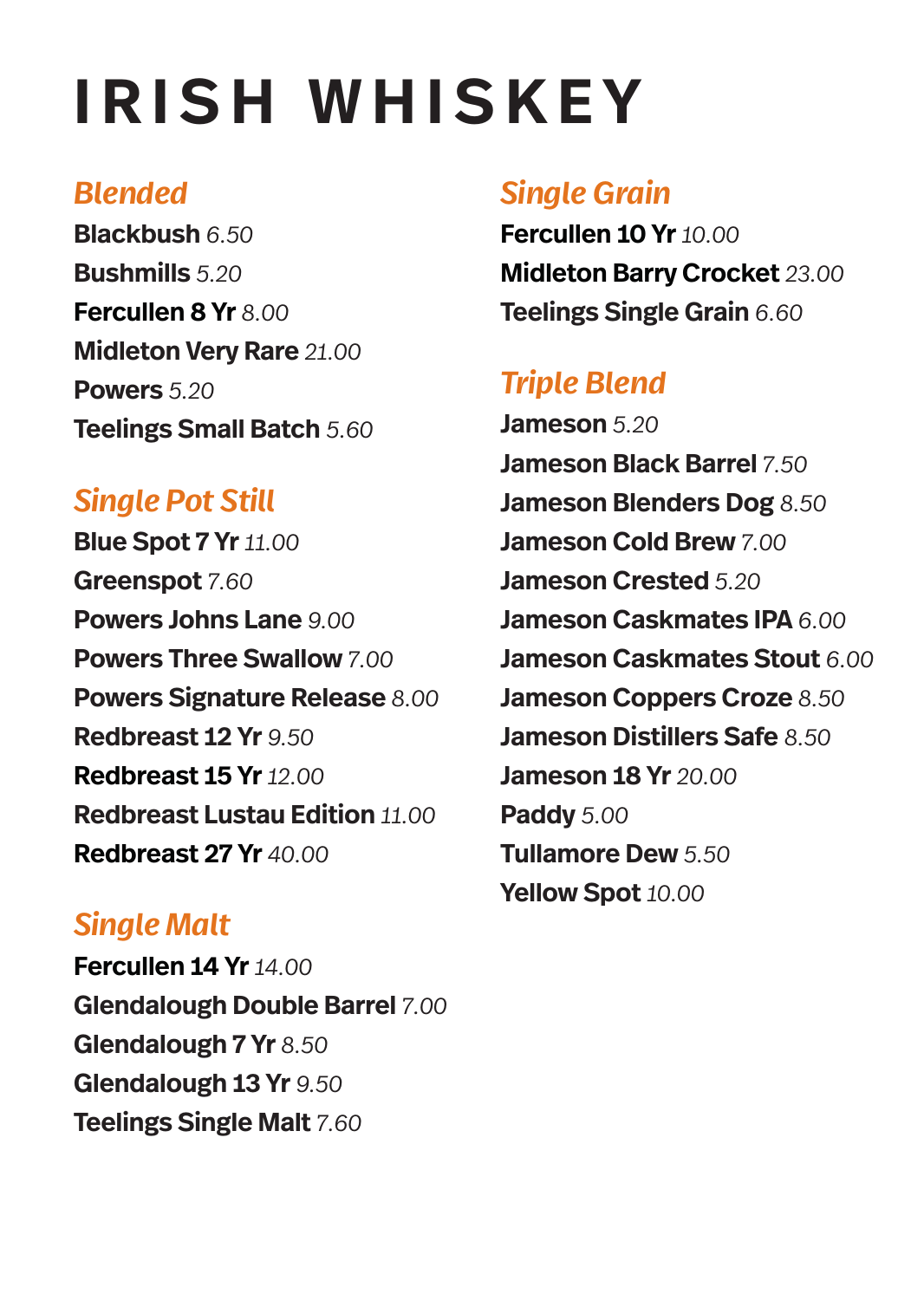# IRISH WHISKEY

## *Blended*

**Blackbush** *6.50*
**Bushmills** *5.20*
**Fercullen 8 Yr** *8.00*
**Midleton Very Rare** *21.00*
**Powers** *5.20*
**Teelings Small Batch** *5.60*

## *Single Pot Still*

**Blue Spot 7 Yr** *11.00*
**Greenspot** *7.60*
**Powers Johns Lane** *9.00*
**Powers Three Swallow** *7.00*
**Powers Signature Release** *8.00*
**Redbreast 12 Yr** *9.50*
**Redbreast 15 Yr** *12.00*
**Redbreast Lustau Edition** *11.00*
**Redbreast 27 Yr** *40.00*

## *Single Malt*

**Fercullen 14 Yr** *14.00*
**Glendalough Double Barrel** *7.00*
**Glendalough 7 Yr** *8.50*
**Glendalough 13 Yr** *9.50*
**Teelings Single Malt** *7.60*

## *Single Grain*

**Fercullen 10 Yr** *10.00*
**Midleton Barry Crocket** *23.00*
**Teelings Single Grain** *6.60*

## *Triple Blend*

**Jameson** *5.20*
**Jameson Black Barrel** *7.50*
**Jameson Blenders Dog** *8.50*
**Jameson Cold Brew** *7.00*
**Jameson Crested** *5.20*
**Jameson Caskmates IPA** *6.00*
**Jameson Caskmates Stout** *6.00*
**Jameson Coppers Croze** *8.50*
**Jameson Distillers Safe** *8.50*
**Jameson 18 Yr** *20.00*
**Paddy** *5.00*
**Tullamore Dew** *5.50*
**Yellow Spot** *10.00*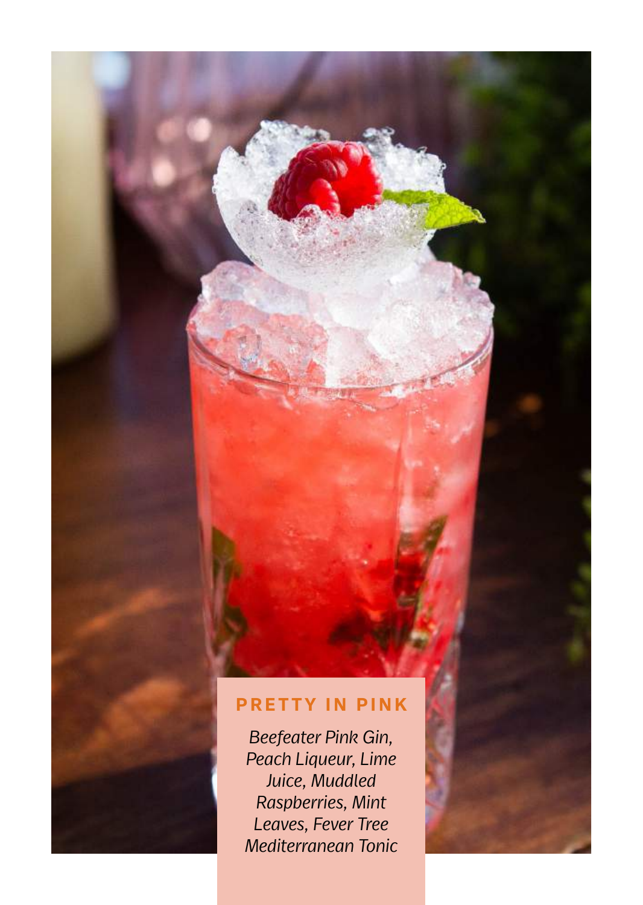## PRETTY IN PINK

*Beefeater Pink Gin, Peach Liqueur, Lime Juice, Muddled Raspberries, Mint Leaves, Fever Tree Mediterranean Tonic*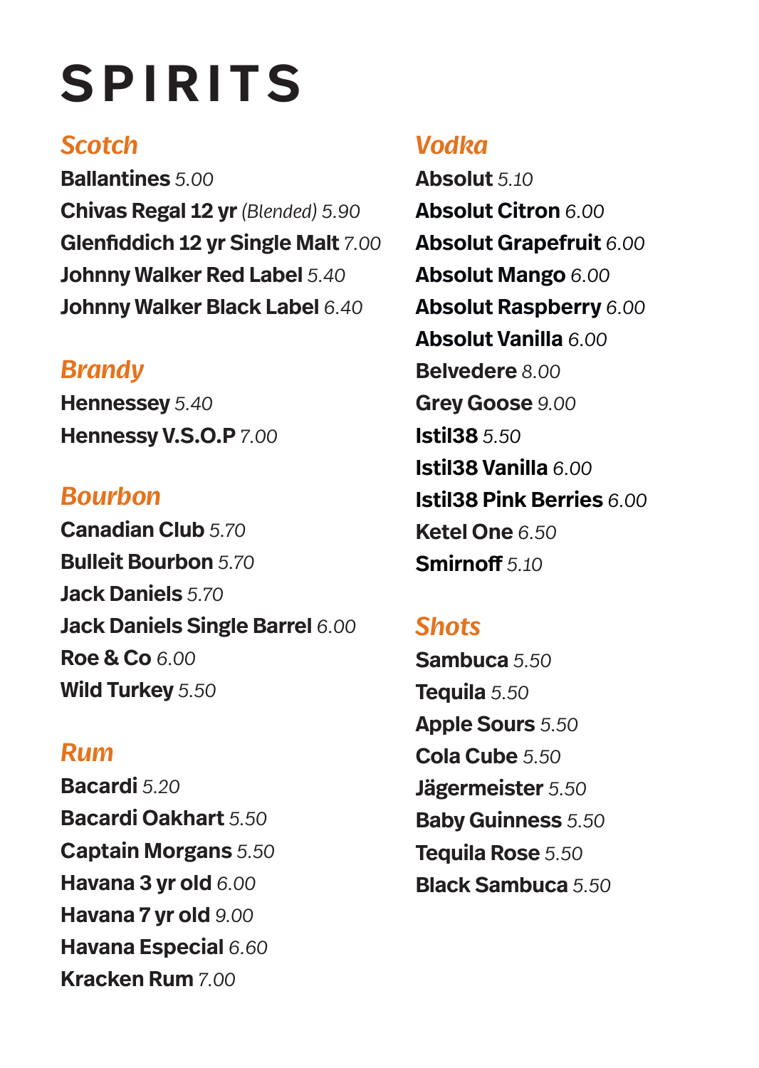# SPIRITS

## *Scotch*

**Ballantines** *5.00*
**Chivas Regal 12 yr** *(Blended) 5.90*
**Glenfiddich 12 yr Single Malt** *7.00*
**Johnny Walker Red Label** *5.40*
**Johnny Walker Black Label** *6.40*

## *Brandy*

**Hennessey** *5.40*
**Hennessy V.S.O.P** *7.00*

## *Bourbon*

**Canadian Club** *5.70*
**Bulleit Bourbon** *5.70*
**Jack Daniels** *5.70*
**Jack Daniels Single Barrel** *6.00*
**Roe & Co** *6.00*
**Wild Turkey** *5.50*

## *Rum*

**Bacardi** *5.20*
**Bacardi Oakhart** *5.50*
**Captain Morgans** *5.50*
**Havana 3 yr old** *6.00*
**Havana 7 yr old** *9.00*
**Havana Especial** *6.60*
**Kracken Rum** *7.00*

## *Vodka*

**Absolut** *5.10*
**Absolut Citron** *6.00*
**Absolut Grapefruit** *6.00*
**Absolut Mango** *6.00*
**Absolut Raspberry** *6.00*
**Absolut Vanilla** *6.00*
**Belvedere** *8.00*
**Grey Goose** *9.00*
**Istil38** *5.50*
**Istil38 Vanilla** *6.00*
**Istil38 Pink Berries** *6.00*
**Ketel One** *6.50*
**Smirnoff** *5.10*

## *Shots*

**Sambuca** *5.50*
**Tequila** *5.50*
**Apple Sours** *5.50*
**Cola Cube** *5.50*
**Jägermeister** *5.50*
**Baby Guinness** *5.50*
**Tequila Rose** *5.50*
**Black Sambuca** *5.50*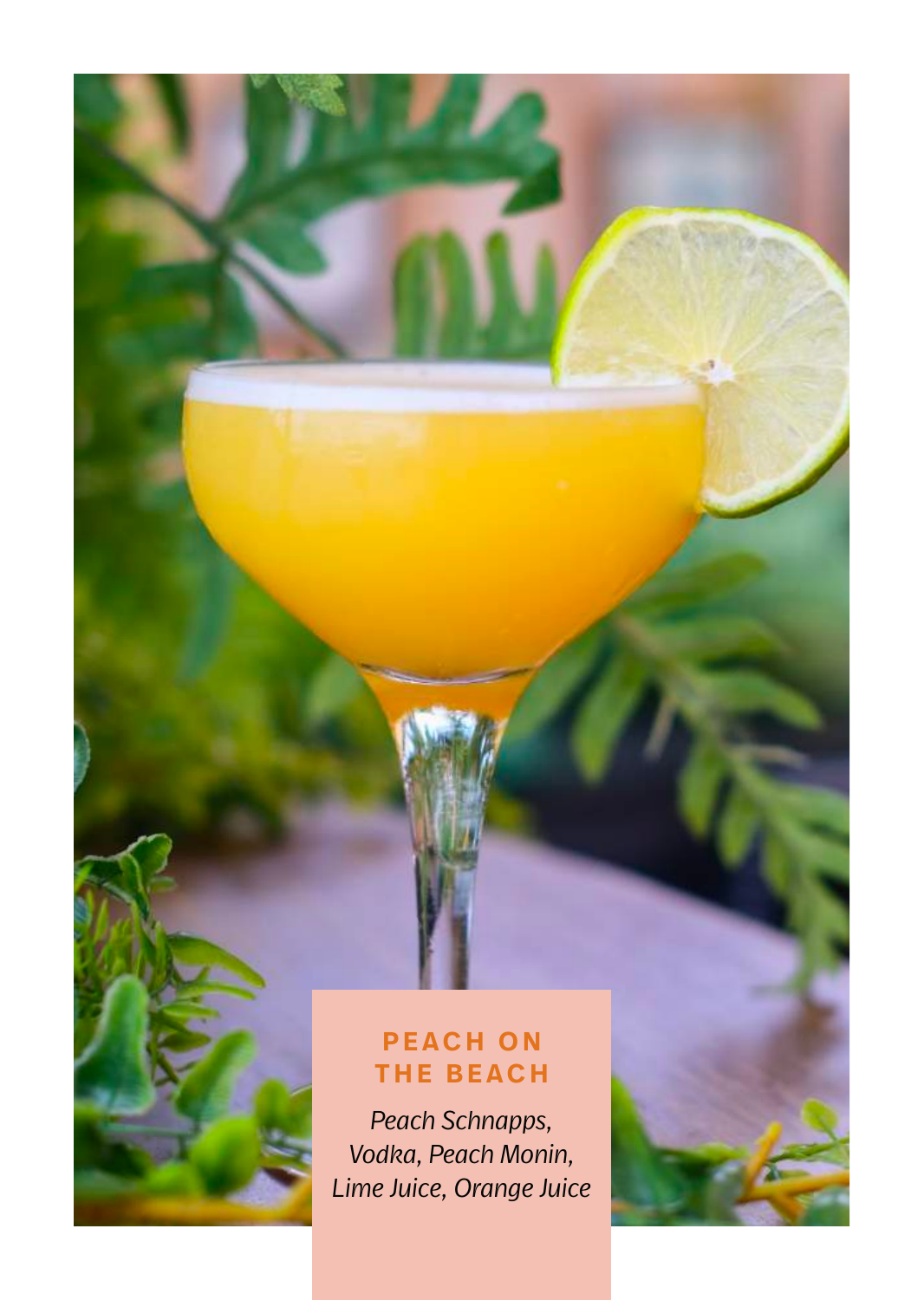## PEACH ON THE BEACH

*Peach Schnapps, Vodka, Peach Monin, Lime Juice, Orange Juice*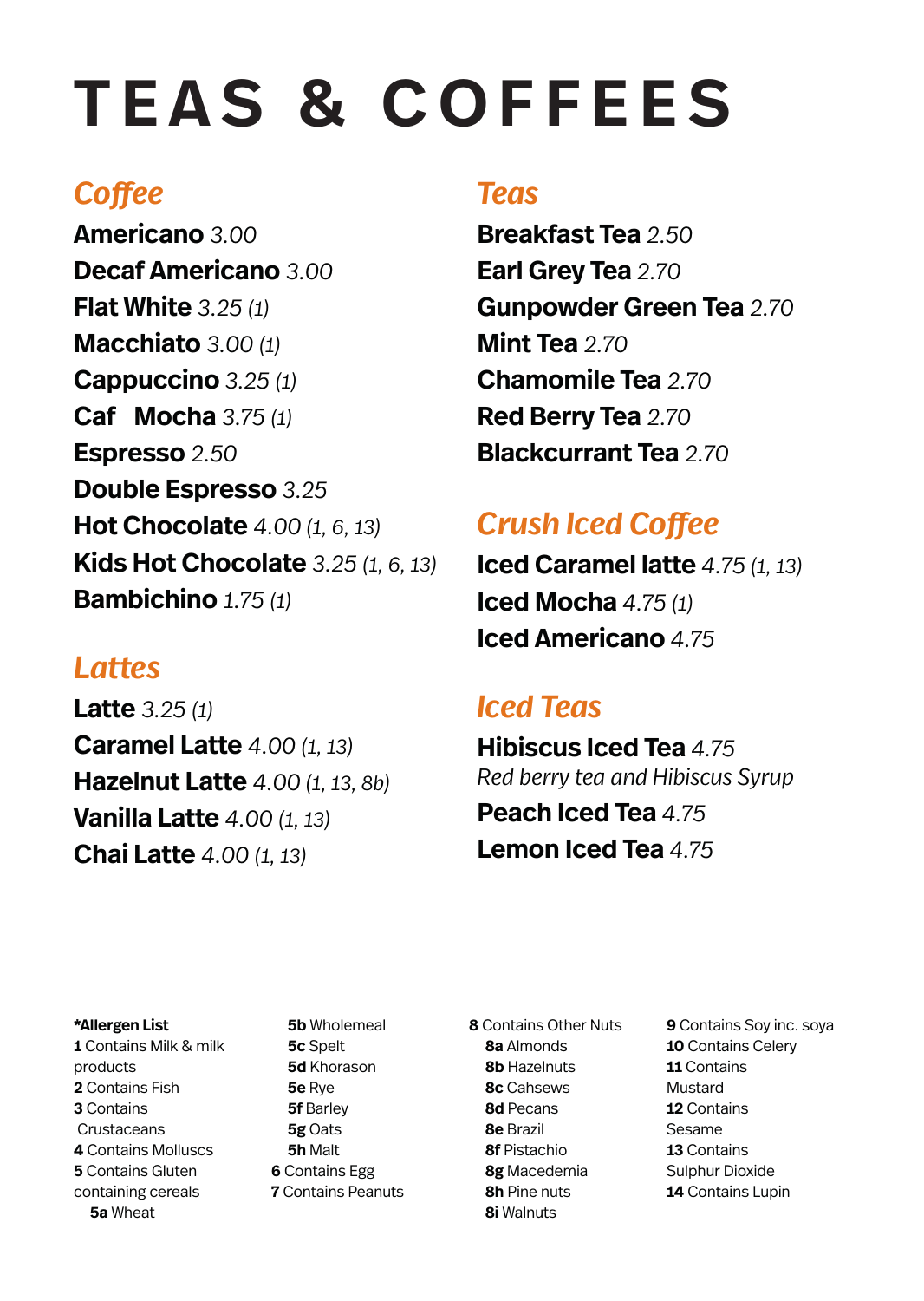# TEAS & COFFEES

## Coffee

**Americano** *3.00*
**Decaf Americano** *3.00*
**Flat White** *3.25 (1)*
**Macchiato** *3.00 (1)*
**Cappuccino** *3.25 (1)*
**Caf Mocha** *3.75 (1)*
**Espresso** *2.50*
**Double Espresso** *3.25*
**Hot Chocolate** *4.00 (1, 6, 13)*
**Kids Hot Chocolate** *3.25 (1, 6, 13)*
**Bambichino** *1.75 (1)*

## Lattes

**Latte** *3.25 (1)*
**Caramel Latte** *4.00 (1, 13)*
**Hazelnut Latte** *4.00 (1, 13, 8b)*
**Vanilla Latte** *4.00 (1, 13)*
**Chai Latte** *4.00 (1, 13)*

## Teas

**Breakfast Tea** *2.50*
**Earl Grey Tea** *2.70*
**Gunpowder Green Tea** *2.70*
**Mint Tea** *2.70*
**Chamomile Tea** *2.70*
**Red Berry Tea** *2.70*
**Blackcurrant Tea** *2.70*

## Crush Iced Coffee

**Iced Caramel latte** *4.75 (1, 13)*
**Iced Mocha** *4.75 (1)*
**Iced Americano** *4.75*

## Iced Teas

**Hibiscus Iced Tea** *4.75*
*Red berry tea and Hibiscus Syrup*
**Peach Iced Tea** *4.75*
**Lemon Iced Tea** *4.75*

**\*Allergen List**
**1** Contains Milk & milk products
**2** Contains Fish
**3** Contains Crustaceans
**4** Contains Molluscs
**5** Contains Gluten containing cereals
- **5a** Wheat
- **5b** Wholemeal
- **5c** Spelt
- **5d** Khorason
- **5e** Rye
- **5f** Barley
- **5g** Oats
- **5h** Malt

**6** Contains Egg
**7** Contains Peanuts
**8** Contains Other Nuts
- **8a** Almonds
- **8b** Hazelnuts
- **8c** Cahsews
- **8d** Pecans
- **8e** Brazil
- **8f** Pistachio
- **8g** Macedemia
- **8h** Pine nuts
- **8i** Walnuts

**9** Contains Soy inc. soya
**10** Contains Celery
**11** Contains Mustard
**12** Contains Sesame
**13** Contains Sulphur Dioxide
**14** Contains Lupin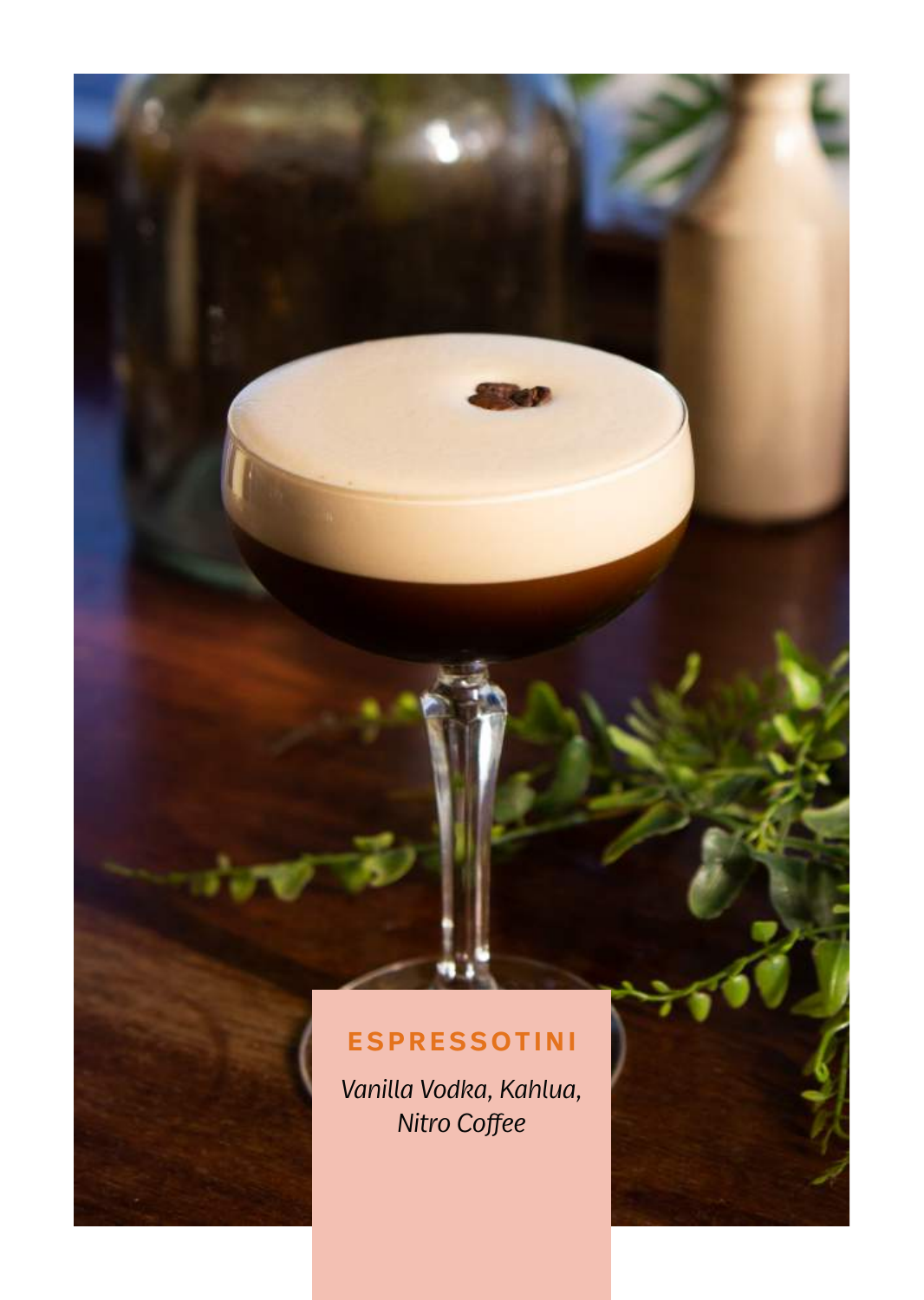## ESPRESSOTINI

*Vanilla Vodka, Kahlua, Nitro Coffee*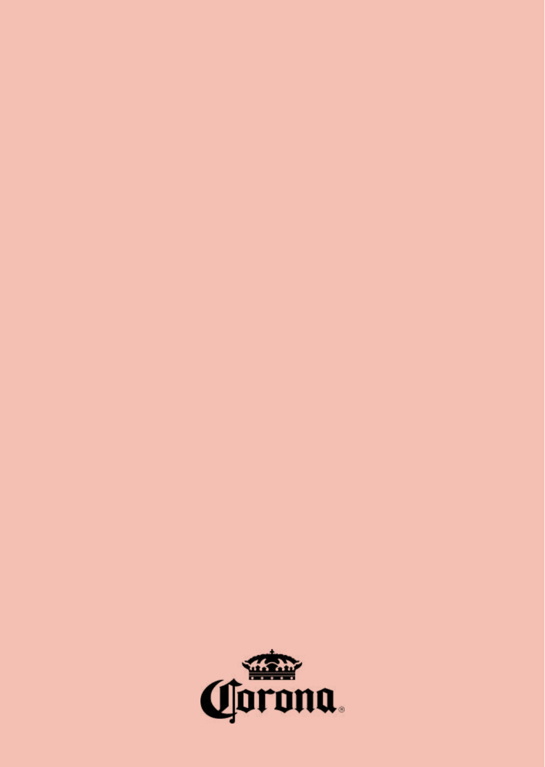Corona®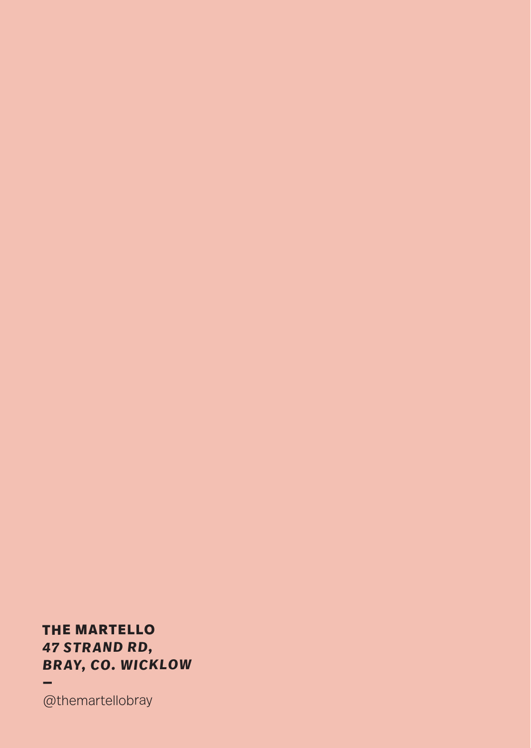**THE MARTELLO**
***47 STRAND RD,***
***BRAY, CO. WICKLOW***

—

@themartellobray